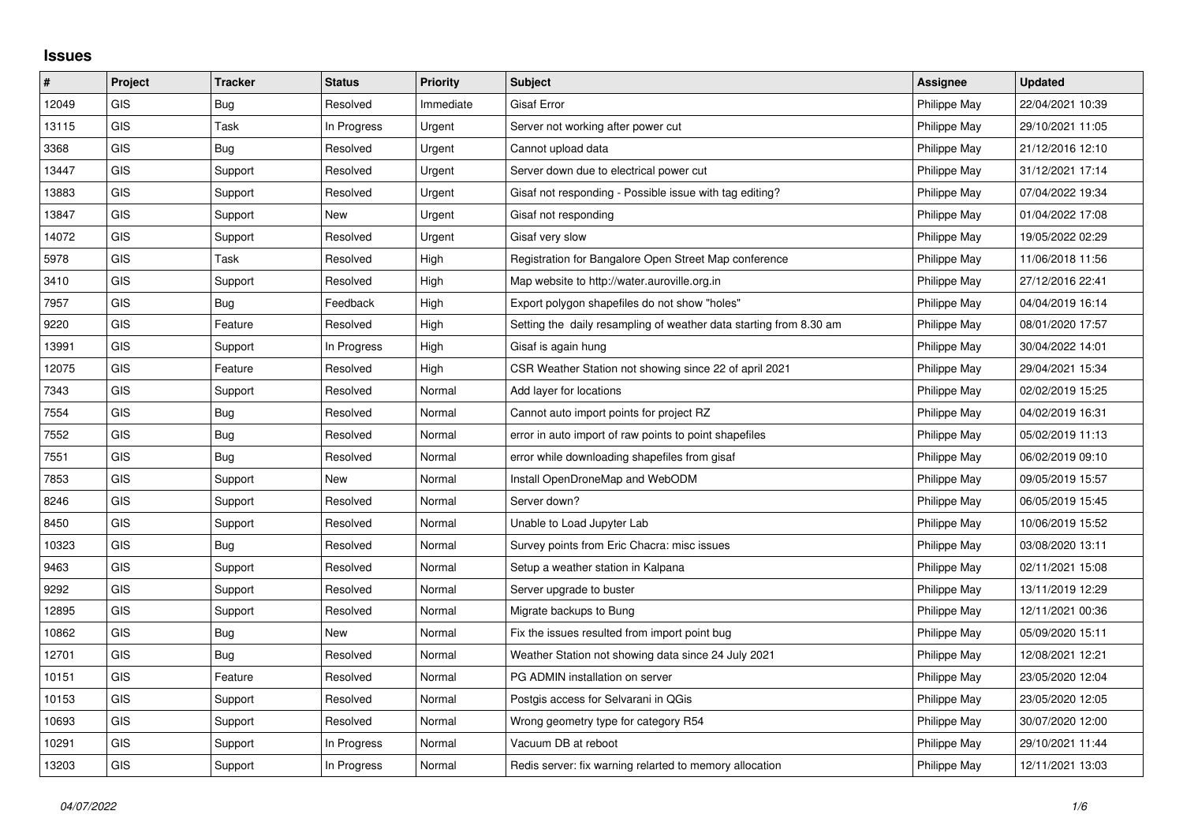## Issues

| # | Project | Tracker | Status | Priority | Subject | Assignee | Updated |
|---|---|---|---|---|---|---|---|
| 12049 | GIS | Bug | Resolved | Immediate | Gisaf Error | Philippe May | 22/04/2021 10:39 |
| 13115 | GIS | Task | In Progress | Urgent | Server not working after power cut | Philippe May | 29/10/2021 11:05 |
| 3368 | GIS | Bug | Resolved | Urgent | Cannot upload data | Philippe May | 21/12/2016 12:10 |
| 13447 | GIS | Support | Resolved | Urgent | Server down due to electrical power cut | Philippe May | 31/12/2021 17:14 |
| 13883 | GIS | Support | Resolved | Urgent | Gisaf not responding - Possible issue with tag editing? | Philippe May | 07/04/2022 19:34 |
| 13847 | GIS | Support | New | Urgent | Gisaf not responding | Philippe May | 01/04/2022 17:08 |
| 14072 | GIS | Support | Resolved | Urgent | Gisaf very slow | Philippe May | 19/05/2022 02:29 |
| 5978 | GIS | Task | Resolved | High | Registration for Bangalore Open Street Map conference | Philippe May | 11/06/2018 11:56 |
| 3410 | GIS | Support | Resolved | High | Map website to http://water.auroville.org.in | Philippe May | 27/12/2016 22:41 |
| 7957 | GIS | Bug | Feedback | High | Export polygon shapefiles do not show "holes" | Philippe May | 04/04/2019 16:14 |
| 9220 | GIS | Feature | Resolved | High | Setting the daily resampling of weather data starting from 8.30 am | Philippe May | 08/01/2020 17:57 |
| 13991 | GIS | Support | In Progress | High | Gisaf is again hung | Philippe May | 30/04/2022 14:01 |
| 12075 | GIS | Feature | Resolved | High | CSR Weather Station not showing since 22 of april 2021 | Philippe May | 29/04/2021 15:34 |
| 7343 | GIS | Support | Resolved | Normal | Add layer for locations | Philippe May | 02/02/2019 15:25 |
| 7554 | GIS | Bug | Resolved | Normal | Cannot auto import points for project RZ | Philippe May | 04/02/2019 16:31 |
| 7552 | GIS | Bug | Resolved | Normal | error in auto import of raw points to point shapefiles | Philippe May | 05/02/2019 11:13 |
| 7551 | GIS | Bug | Resolved | Normal | error while downloading shapefiles from gisaf | Philippe May | 06/02/2019 09:10 |
| 7853 | GIS | Support | New | Normal | Install OpenDroneMap and WebODM | Philippe May | 09/05/2019 15:57 |
| 8246 | GIS | Support | Resolved | Normal | Server down? | Philippe May | 06/05/2019 15:45 |
| 8450 | GIS | Support | Resolved | Normal | Unable to Load Jupyter Lab | Philippe May | 10/06/2019 15:52 |
| 10323 | GIS | Bug | Resolved | Normal | Survey points from Eric Chacra: misc issues | Philippe May | 03/08/2020 13:11 |
| 9463 | GIS | Support | Resolved | Normal | Setup a weather station in Kalpana | Philippe May | 02/11/2021 15:08 |
| 9292 | GIS | Support | Resolved | Normal | Server upgrade to buster | Philippe May | 13/11/2019 12:29 |
| 12895 | GIS | Support | Resolved | Normal | Migrate backups to Bung | Philippe May | 12/11/2021 00:36 |
| 10862 | GIS | Bug | New | Normal | Fix the issues resulted from import point bug | Philippe May | 05/09/2020 15:11 |
| 12701 | GIS | Bug | Resolved | Normal | Weather Station not showing data since 24 July 2021 | Philippe May | 12/08/2021 12:21 |
| 10151 | GIS | Feature | Resolved | Normal | PG ADMIN installation on server | Philippe May | 23/05/2020 12:04 |
| 10153 | GIS | Support | Resolved | Normal | Postgis access for Selvarani in QGis | Philippe May | 23/05/2020 12:05 |
| 10693 | GIS | Support | Resolved | Normal | Wrong geometry type for category R54 | Philippe May | 30/07/2020 12:00 |
| 10291 | GIS | Support | In Progress | Normal | Vacuum DB at reboot | Philippe May | 29/10/2021 11:44 |
| 13203 | GIS | Support | In Progress | Normal | Redis server: fix warning relarted to memory allocation | Philippe May | 12/11/2021 13:03 |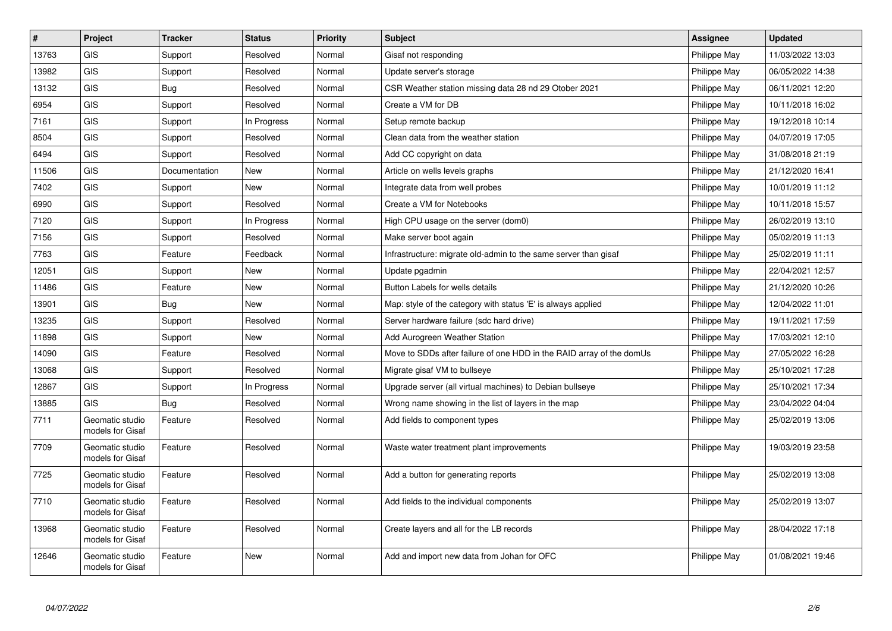| # | Project | Tracker | Status | Priority | Subject | Assignee | Updated |
|---|---|---|---|---|---|---|---|
| 13763 | GIS | Support | Resolved | Normal | Gisaf not responding | Philippe May | 11/03/2022 13:03 |
| 13982 | GIS | Support | Resolved | Normal | Update server's storage | Philippe May | 06/05/2022 14:38 |
| 13132 | GIS | Bug | Resolved | Normal | CSR Weather station missing data 28 nd 29 Otober 2021 | Philippe May | 06/11/2021 12:20 |
| 6954 | GIS | Support | Resolved | Normal | Create a VM for DB | Philippe May | 10/11/2018 16:02 |
| 7161 | GIS | Support | In Progress | Normal | Setup remote backup | Philippe May | 19/12/2018 10:14 |
| 8504 | GIS | Support | Resolved | Normal | Clean data from the weather station | Philippe May | 04/07/2019 17:05 |
| 6494 | GIS | Support | Resolved | Normal | Add CC copyright on data | Philippe May | 31/08/2018 21:19 |
| 11506 | GIS | Documentation | New | Normal | Article on wells levels graphs | Philippe May | 21/12/2020 16:41 |
| 7402 | GIS | Support | New | Normal | Integrate data from well probes | Philippe May | 10/01/2019 11:12 |
| 6990 | GIS | Support | Resolved | Normal | Create a VM for Notebooks | Philippe May | 10/11/2018 15:57 |
| 7120 | GIS | Support | In Progress | Normal | High CPU usage on the server (dom0) | Philippe May | 26/02/2019 13:10 |
| 7156 | GIS | Support | Resolved | Normal | Make server boot again | Philippe May | 05/02/2019 11:13 |
| 7763 | GIS | Feature | Feedback | Normal | Infrastructure: migrate old-admin to the same server than gisaf | Philippe May | 25/02/2019 11:11 |
| 12051 | GIS | Support | New | Normal | Update pgadmin | Philippe May | 22/04/2021 12:57 |
| 11486 | GIS | Feature | New | Normal | Button Labels for wells details | Philippe May | 21/12/2020 10:26 |
| 13901 | GIS | Bug | New | Normal | Map: style of the category with status 'E' is always applied | Philippe May | 12/04/2022 11:01 |
| 13235 | GIS | Support | Resolved | Normal | Server hardware failure (sdc hard drive) | Philippe May | 19/11/2021 17:59 |
| 11898 | GIS | Support | New | Normal | Add Aurogreen Weather Station | Philippe May | 17/03/2021 12:10 |
| 14090 | GIS | Feature | Resolved | Normal | Move to SDDs after failure of one HDD in the RAID array of the domUs | Philippe May | 27/05/2022 16:28 |
| 13068 | GIS | Support | Resolved | Normal | Migrate gisaf VM to bullseye | Philippe May | 25/10/2021 17:28 |
| 12867 | GIS | Support | In Progress | Normal | Upgrade server (all virtual machines) to Debian bullseye | Philippe May | 25/10/2021 17:34 |
| 13885 | GIS | Bug | Resolved | Normal | Wrong name showing in the list of layers in the map | Philippe May | 23/04/2022 04:04 |
| 7711 | Geomatic studio models for Gisaf | Feature | Resolved | Normal | Add fields to component types | Philippe May | 25/02/2019 13:06 |
| 7709 | Geomatic studio models for Gisaf | Feature | Resolved | Normal | Waste water treatment plant improvements | Philippe May | 19/03/2019 23:58 |
| 7725 | Geomatic studio models for Gisaf | Feature | Resolved | Normal | Add a button for generating reports | Philippe May | 25/02/2019 13:08 |
| 7710 | Geomatic studio models for Gisaf | Feature | Resolved | Normal | Add fields to the individual components | Philippe May | 25/02/2019 13:07 |
| 13968 | Geomatic studio models for Gisaf | Feature | Resolved | Normal | Create layers and all for the LB records | Philippe May | 28/04/2022 17:18 |
| 12646 | Geomatic studio models for Gisaf | Feature | New | Normal | Add and import new data from Johan for OFC | Philippe May | 01/08/2021 19:46 |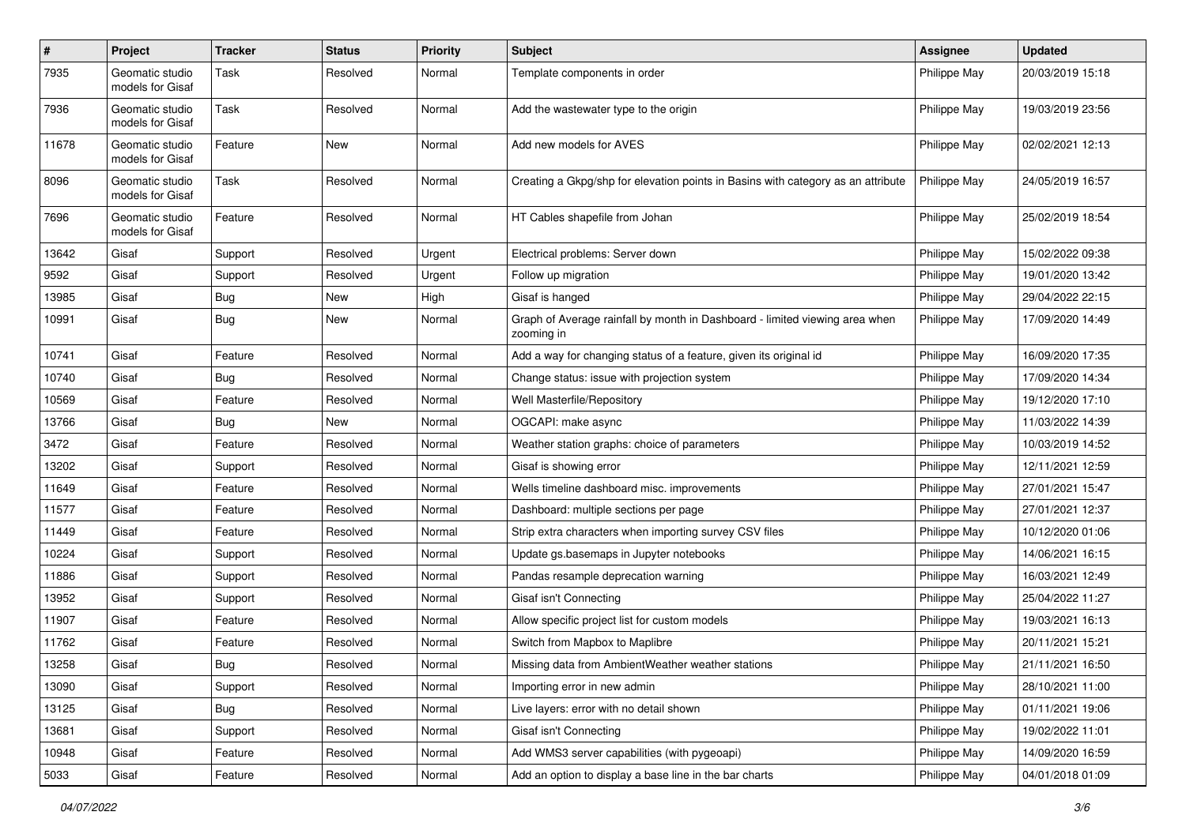| # | Project | Tracker | Status | Priority | Subject | Assignee | Updated |
| --- | --- | --- | --- | --- | --- | --- | --- |
| 7935 | Geomatic studio models for Gisaf | Task | Resolved | Normal | Template components in order | Philippe May | 20/03/2019 15:18 |
| 7936 | Geomatic studio models for Gisaf | Task | Resolved | Normal | Add the wastewater type to the origin | Philippe May | 19/03/2019 23:56 |
| 11678 | Geomatic studio models for Gisaf | Feature | New | Normal | Add new models for AVES | Philippe May | 02/02/2021 12:13 |
| 8096 | Geomatic studio models for Gisaf | Task | Resolved | Normal | Creating a Gkpg/shp for elevation points in Basins with category as an attribute | Philippe May | 24/05/2019 16:57 |
| 7696 | Geomatic studio models for Gisaf | Feature | Resolved | Normal | HT Cables shapefile from Johan | Philippe May | 25/02/2019 18:54 |
| 13642 | Gisaf | Support | Resolved | Urgent | Electrical problems: Server down | Philippe May | 15/02/2022 09:38 |
| 9592 | Gisaf | Support | Resolved | Urgent | Follow up migration | Philippe May | 19/01/2020 13:42 |
| 13985 | Gisaf | Bug | New | High | Gisaf is hanged | Philippe May | 29/04/2022 22:15 |
| 10991 | Gisaf | Bug | New | Normal | Graph of Average rainfall by month in Dashboard - limited viewing area when zooming in | Philippe May | 17/09/2020 14:49 |
| 10741 | Gisaf | Feature | Resolved | Normal | Add a way for changing status of a feature, given its original id | Philippe May | 16/09/2020 17:35 |
| 10740 | Gisaf | Bug | Resolved | Normal | Change status: issue with projection system | Philippe May | 17/09/2020 14:34 |
| 10569 | Gisaf | Feature | Resolved | Normal | Well Masterfile/Repository | Philippe May | 19/12/2020 17:10 |
| 13766 | Gisaf | Bug | New | Normal | OGCAPI: make async | Philippe May | 11/03/2022 14:39 |
| 3472 | Gisaf | Feature | Resolved | Normal | Weather station graphs: choice of parameters | Philippe May | 10/03/2019 14:52 |
| 13202 | Gisaf | Support | Resolved | Normal | Gisaf is showing error | Philippe May | 12/11/2021 12:59 |
| 11649 | Gisaf | Feature | Resolved | Normal | Wells timeline dashboard misc. improvements | Philippe May | 27/01/2021 15:47 |
| 11577 | Gisaf | Feature | Resolved | Normal | Dashboard: multiple sections per page | Philippe May | 27/01/2021 12:37 |
| 11449 | Gisaf | Feature | Resolved | Normal | Strip extra characters when importing survey CSV files | Philippe May | 10/12/2020 01:06 |
| 10224 | Gisaf | Support | Resolved | Normal | Update gs.basemaps in Jupyter notebooks | Philippe May | 14/06/2021 16:15 |
| 11886 | Gisaf | Support | Resolved | Normal | Pandas resample deprecation warning | Philippe May | 16/03/2021 12:49 |
| 13952 | Gisaf | Support | Resolved | Normal | Gisaf isn't Connecting | Philippe May | 25/04/2022 11:27 |
| 11907 | Gisaf | Feature | Resolved | Normal | Allow specific project list for custom models | Philippe May | 19/03/2021 16:13 |
| 11762 | Gisaf | Feature | Resolved | Normal | Switch from Mapbox to Maplibre | Philippe May | 20/11/2021 15:21 |
| 13258 | Gisaf | Bug | Resolved | Normal | Missing data from AmbientWeather weather stations | Philippe May | 21/11/2021 16:50 |
| 13090 | Gisaf | Support | Resolved | Normal | Importing error in new admin | Philippe May | 28/10/2021 11:00 |
| 13125 | Gisaf | Bug | Resolved | Normal | Live layers: error with no detail shown | Philippe May | 01/11/2021 19:06 |
| 13681 | Gisaf | Support | Resolved | Normal | Gisaf isn't Connecting | Philippe May | 19/02/2022 11:01 |
| 10948 | Gisaf | Feature | Resolved | Normal | Add WMS3 server capabilities (with pygeoapi) | Philippe May | 14/09/2020 16:59 |
| 5033 | Gisaf | Feature | Resolved | Normal | Add an option to display a base line in the bar charts | Philippe May | 04/01/2018 01:09 |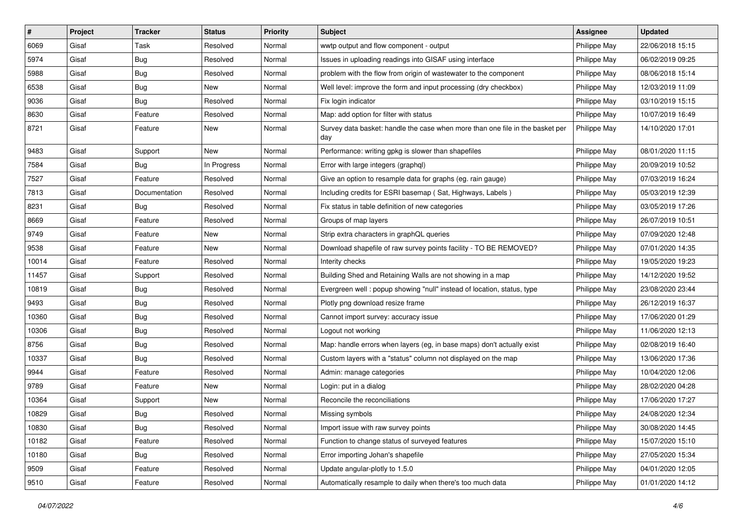| # | Project | Tracker | Status | Priority | Subject | Assignee | Updated |
|---|---|---|---|---|---|---|---|
| 6069 | Gisaf | Task | Resolved | Normal | wwtp output and flow component - output | Philippe May | 22/06/2018 15:15 |
| 5974 | Gisaf | Bug | Resolved | Normal | Issues in uploading readings into GISAF using interface | Philippe May | 06/02/2019 09:25 |
| 5988 | Gisaf | Bug | Resolved | Normal | problem with the flow from origin of wastewater to the component | Philippe May | 08/06/2018 15:14 |
| 6538 | Gisaf | Bug | New | Normal | Well level: improve the form and input processing (dry checkbox) | Philippe May | 12/03/2019 11:09 |
| 9036 | Gisaf | Bug | Resolved | Normal | Fix login indicator | Philippe May | 03/10/2019 15:15 |
| 8630 | Gisaf | Feature | Resolved | Normal | Map: add option for filter with status | Philippe May | 10/07/2019 16:49 |
| 8721 | Gisaf | Feature | New | Normal | Survey data basket: handle the case when more than one file in the basket per day | Philippe May | 14/10/2020 17:01 |
| 9483 | Gisaf | Support | New | Normal | Performance: writing gpkg is slower than shapefiles | Philippe May | 08/01/2020 11:15 |
| 7584 | Gisaf | Bug | In Progress | Normal | Error with large integers (graphql) | Philippe May | 20/09/2019 10:52 |
| 7527 | Gisaf | Feature | Resolved | Normal | Give an option to resample data for graphs (eg. rain gauge) | Philippe May | 07/03/2019 16:24 |
| 7813 | Gisaf | Documentation | Resolved | Normal | Including credits for ESRI basemap ( Sat, Highways, Labels ) | Philippe May | 05/03/2019 12:39 |
| 8231 | Gisaf | Bug | Resolved | Normal | Fix status in table definition of new categories | Philippe May | 03/05/2019 17:26 |
| 8669 | Gisaf | Feature | Resolved | Normal | Groups of map layers | Philippe May | 26/07/2019 10:51 |
| 9749 | Gisaf | Feature | New | Normal | Strip extra characters in graphQL queries | Philippe May | 07/09/2020 12:48 |
| 9538 | Gisaf | Feature | New | Normal | Download shapefile of raw survey points facility - TO BE REMOVED? | Philippe May | 07/01/2020 14:35 |
| 10014 | Gisaf | Feature | Resolved | Normal | Interity checks | Philippe May | 19/05/2020 19:23 |
| 11457 | Gisaf | Support | Resolved | Normal | Building Shed and Retaining Walls are not showing in a map | Philippe May | 14/12/2020 19:52 |
| 10819 | Gisaf | Bug | Resolved | Normal | Evergreen well : popup showing "null" instead of location, status, type | Philippe May | 23/08/2020 23:44 |
| 9493 | Gisaf | Bug | Resolved | Normal | Plotly png download resize frame | Philippe May | 26/12/2019 16:37 |
| 10360 | Gisaf | Bug | Resolved | Normal | Cannot import survey: accuracy issue | Philippe May | 17/06/2020 01:29 |
| 10306 | Gisaf | Bug | Resolved | Normal | Logout not working | Philippe May | 11/06/2020 12:13 |
| 8756 | Gisaf | Bug | Resolved | Normal | Map: handle errors when layers (eg, in base maps) don't actually exist | Philippe May | 02/08/2019 16:40 |
| 10337 | Gisaf | Bug | Resolved | Normal | Custom layers with a "status" column not displayed on the map | Philippe May | 13/06/2020 17:36 |
| 9944 | Gisaf | Feature | Resolved | Normal | Admin: manage categories | Philippe May | 10/04/2020 12:06 |
| 9789 | Gisaf | Feature | New | Normal | Login: put in a dialog | Philippe May | 28/02/2020 04:28 |
| 10364 | Gisaf | Support | New | Normal | Reconcile the reconciliations | Philippe May | 17/06/2020 17:27 |
| 10829 | Gisaf | Bug | Resolved | Normal | Missing symbols | Philippe May | 24/08/2020 12:34 |
| 10830 | Gisaf | Bug | Resolved | Normal | Import issue with raw survey points | Philippe May | 30/08/2020 14:45 |
| 10182 | Gisaf | Feature | Resolved | Normal | Function to change status of surveyed features | Philippe May | 15/07/2020 15:10 |
| 10180 | Gisaf | Bug | Resolved | Normal | Error importing Johan's shapefile | Philippe May | 27/05/2020 15:34 |
| 9509 | Gisaf | Feature | Resolved | Normal | Update angular-plotly to 1.5.0 | Philippe May | 04/01/2020 12:05 |
| 9510 | Gisaf | Feature | Resolved | Normal | Automatically resample to daily when there's too much data | Philippe May | 01/01/2020 14:12 |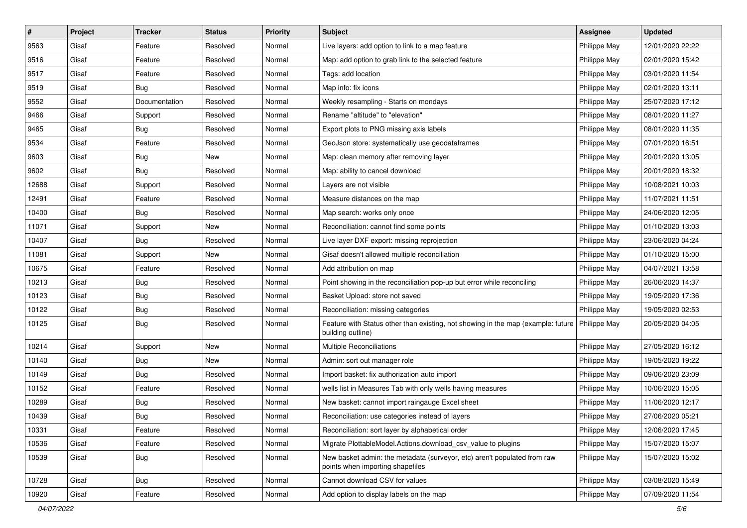| # | Project | Tracker | Status | Priority | Subject | Assignee | Updated |
|---|---|---|---|---|---|---|---|
| 9563 | Gisaf | Feature | Resolved | Normal | Live layers: add option to link to a map feature | Philippe May | 12/01/2020 22:22 |
| 9516 | Gisaf | Feature | Resolved | Normal | Map: add option to grab link to the selected feature | Philippe May | 02/01/2020 15:42 |
| 9517 | Gisaf | Feature | Resolved | Normal | Tags: add location | Philippe May | 03/01/2020 11:54 |
| 9519 | Gisaf | Bug | Resolved | Normal | Map info: fix icons | Philippe May | 02/01/2020 13:11 |
| 9552 | Gisaf | Documentation | Resolved | Normal | Weekly resampling - Starts on mondays | Philippe May | 25/07/2020 17:12 |
| 9466 | Gisaf | Support | Resolved | Normal | Rename "altitude" to "elevation" | Philippe May | 08/01/2020 11:27 |
| 9465 | Gisaf | Bug | Resolved | Normal | Export plots to PNG missing axis labels | Philippe May | 08/01/2020 11:35 |
| 9534 | Gisaf | Feature | Resolved | Normal | GeoJson store: systematically use geodataframes | Philippe May | 07/01/2020 16:51 |
| 9603 | Gisaf | Bug | New | Normal | Map: clean memory after removing layer | Philippe May | 20/01/2020 13:05 |
| 9602 | Gisaf | Bug | Resolved | Normal | Map: ability to cancel download | Philippe May | 20/01/2020 18:32 |
| 12688 | Gisaf | Support | Resolved | Normal | Layers are not visible | Philippe May | 10/08/2021 10:03 |
| 12491 | Gisaf | Feature | Resolved | Normal | Measure distances on the map | Philippe May | 11/07/2021 11:51 |
| 10400 | Gisaf | Bug | Resolved | Normal | Map search: works only once | Philippe May | 24/06/2020 12:05 |
| 11071 | Gisaf | Support | New | Normal | Reconciliation: cannot find some points | Philippe May | 01/10/2020 13:03 |
| 10407 | Gisaf | Bug | Resolved | Normal | Live layer DXF export: missing reprojection | Philippe May | 23/06/2020 04:24 |
| 11081 | Gisaf | Support | New | Normal | Gisaf doesn't allowed multiple reconciliation | Philippe May | 01/10/2020 15:00 |
| 10675 | Gisaf | Feature | Resolved | Normal | Add attribution on map | Philippe May | 04/07/2021 13:58 |
| 10213 | Gisaf | Bug | Resolved | Normal | Point showing in the reconciliation pop-up but error while reconciling | Philippe May | 26/06/2020 14:37 |
| 10123 | Gisaf | Bug | Resolved | Normal | Basket Upload: store not saved | Philippe May | 19/05/2020 17:36 |
| 10122 | Gisaf | Bug | Resolved | Normal | Reconciliation: missing categories | Philippe May | 19/05/2020 02:53 |
| 10125 | Gisaf | Bug | Resolved | Normal | Feature with Status other than existing, not showing in the map (example: future building outline) | Philippe May | 20/05/2020 04:05 |
| 10214 | Gisaf | Support | New | Normal | Multiple Reconciliations | Philippe May | 27/05/2020 16:12 |
| 10140 | Gisaf | Bug | New | Normal | Admin: sort out manager role | Philippe May | 19/05/2020 19:22 |
| 10149 | Gisaf | Bug | Resolved | Normal | Import basket: fix authorization auto import | Philippe May | 09/06/2020 23:09 |
| 10152 | Gisaf | Feature | Resolved | Normal | wells list in Measures Tab with only wells having measures | Philippe May | 10/06/2020 15:05 |
| 10289 | Gisaf | Bug | Resolved | Normal | New basket: cannot import raingauge Excel sheet | Philippe May | 11/06/2020 12:17 |
| 10439 | Gisaf | Bug | Resolved | Normal | Reconciliation: use categories instead of layers | Philippe May | 27/06/2020 05:21 |
| 10331 | Gisaf | Feature | Resolved | Normal | Reconciliation: sort layer by alphabetical order | Philippe May | 12/06/2020 17:45 |
| 10536 | Gisaf | Feature | Resolved | Normal | Migrate PlottableModel.Actions.download_csv_value to plugins | Philippe May | 15/07/2020 15:07 |
| 10539 | Gisaf | Bug | Resolved | Normal | New basket admin: the metadata (surveyor, etc) aren't populated from raw points when importing shapefiles | Philippe May | 15/07/2020 15:02 |
| 10728 | Gisaf | Bug | Resolved | Normal | Cannot download CSV for values | Philippe May | 03/08/2020 15:49 |
| 10920 | Gisaf | Feature | Resolved | Normal | Add option to display labels on the map | Philippe May | 07/09/2020 11:54 |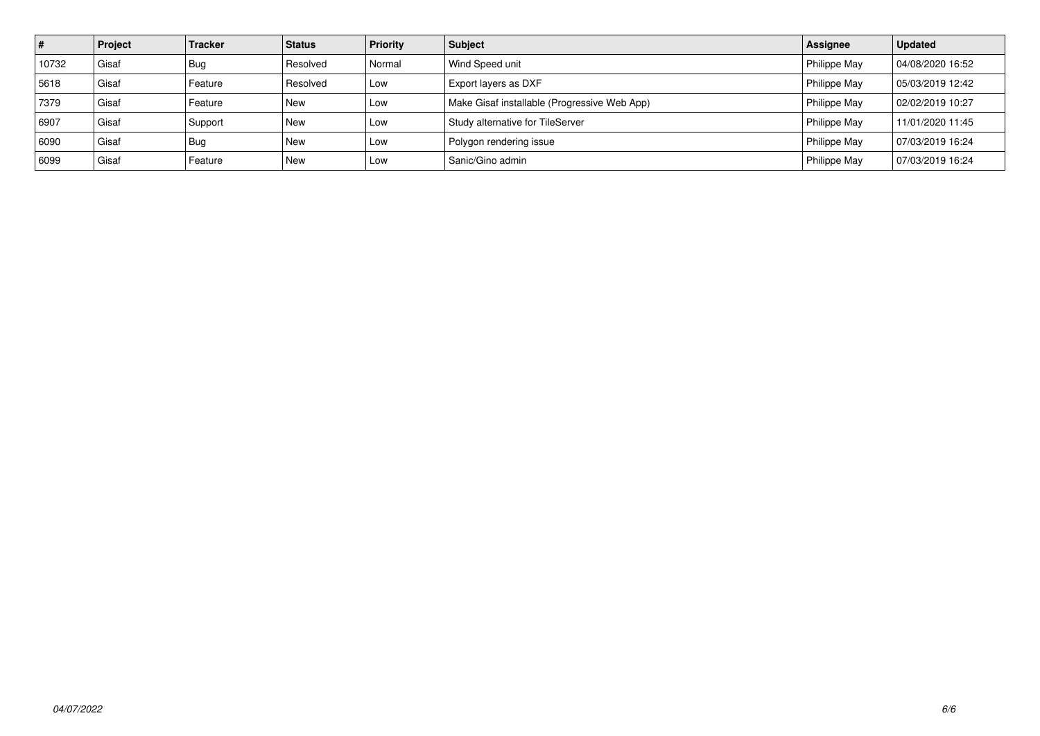| # | Project | Tracker | Status | Priority | Subject | Assignee | Updated |
|---|---|---|---|---|---|---|---|
| 10732 | Gisaf | Bug | Resolved | Normal | Wind Speed unit | Philippe May | 04/08/2020 16:52 |
| 5618 | Gisaf | Feature | Resolved | Low | Export layers as DXF | Philippe May | 05/03/2019 12:42 |
| 7379 | Gisaf | Feature | New | Low | Make Gisaf installable (Progressive Web App) | Philippe May | 02/02/2019 10:27 |
| 6907 | Gisaf | Support | New | Low | Study alternative for TileServer | Philippe May | 11/01/2020 11:45 |
| 6090 | Gisaf | Bug | New | Low | Polygon rendering issue | Philippe May | 07/03/2019 16:24 |
| 6099 | Gisaf | Feature | New | Low | Sanic/Gino admin | Philippe May | 07/03/2019 16:24 |